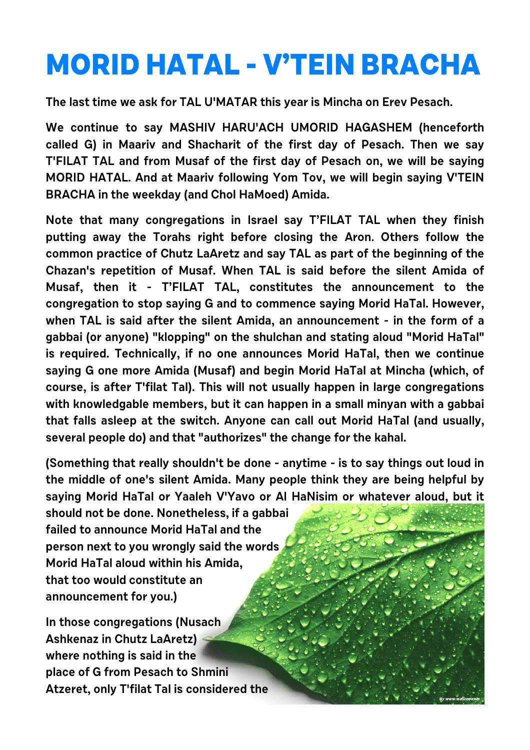# MORID HATAL - V'TEIN BRACHA

**The last time we ask for TAL U'MATAR this year is Mincha on Erev Pesach.**

**We continue to say MASHIV HARU'ACH UMORID HAGASHEM (henceforth called G) in Maariv and Shacharit of the first day of Pesach. Then we say T'FILAT TAL and from Musaf of the first day of Pesach on, we will be saying MORID HATAL. And at Maariv following Yom Tov, we will begin saying V'TEIN BRACHA in the weekday (and Chol HaMoed) Amida.**

**Note that many congregations in Israel say T'FILAT TAL when they finish putting away the Torahs right before closing the Aron. Others follow the common practice of Chutz LaAretz and say TAL as part of the beginning of the Chazan's repetition of Musaf. When TAL is said before the silent Amida of Musaf, then it - T'FILAT TAL, constitutes the announcement to the congregation to stop saying G and to commence saying Morid HaTal. However, when TAL is said after the silent Amida, an announcement - in the form of a gabbai (or anyone) "klopping" on the shulchan and stating aloud "Morid HaTal" is required. Technically, if no one announces Morid HaTal, then we continue saying G one more Amida (Musaf) and begin Morid HaTal at Mincha (which, of course, is after T'filat Tal). This will not usually happen in large congregations with knowledgable members, but it can happen in a small minyan with a gabbai that falls asleep at the switch. Anyone can call out Morid HaTal (and usually, several people do) and that "authorizes" the change for the kahal.**

**(Something that really shouldn't be done - anytime - is to say things out loud in the middle of one's silent Amida. Many people think they are being helpful by saying Morid HaTal or Yaaleh V'Yavo or Al HaNisim or whatever aloud, but it should not be done. Nonetheless, if a gabbai failed to announce Morid HaTal and the person next to you wrongly said the words Morid HaTal aloud within his Amida, that too would constitute an announcement for you.)**

**In those congregations (Nusach Ashkenaz in Chutz LaAretz) where nothing is said in the place of G from Pesach to Shmini Atzeret, only T'filat Tal is considered the**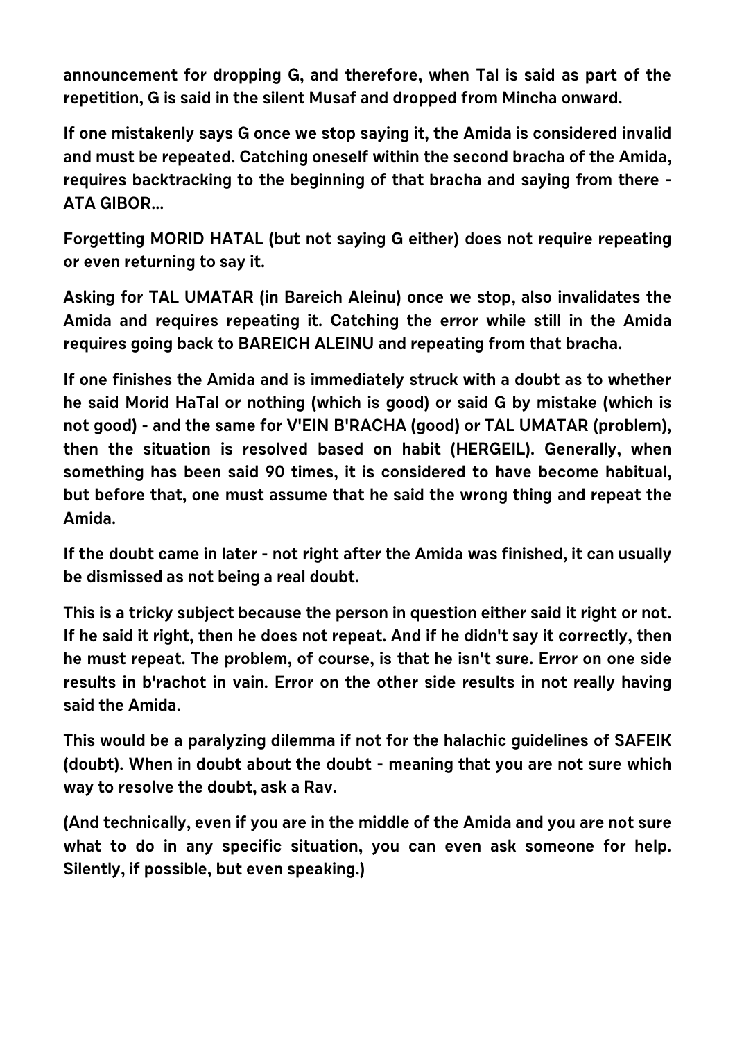**announcement for dropping G, and therefore, when Tal is said as part of the repetition, G is said in the silent Musaf and dropped from Mincha onward.**

**If one mistakenly says G once we stop saying it, the Amida is considered invalid and must be repeated. Catching oneself within the second bracha of the Amida, requires backtracking to the beginning of that bracha and saying from there - ATA GIBOR...**

**Forgetting MORID HATAL (but not saying G either) does not require repeating or even returning to say it.**

**Asking for TAL UMATAR (in Bareich Aleinu) once we stop, also invalidates the Amida and requires repeating it. Catching the error while still in the Amida requires going back to BAREICH ALEINU and repeating from that bracha.**

**If one finishes the Amida and is immediately struck with a doubt as to whether he said Morid HaTal or nothing (which is good) or said G by mistake (which is not good) - and the same for V'EIN B'RACHA (good) or TAL UMATAR (problem), then the situation is resolved based on habit (HERGEIL). Generally, when something has been said 90 times, it is considered to have become habitual, but before that, one must assume that he said the wrong thing and repeat the Amida.**

**If the doubt came in later - not right after the Amida was finished, it can usually be dismissed as not being a real doubt.**

**This is a tricky subject because the person in question either said it right or not. If he said it right, then he does not repeat. And if he didn't say it correctly, then he must repeat. The problem, of course, is that he isn't sure. Error on one side results in b'rachot in vain. Error on the other side results in not really having said the Amida.**

**This would be a paralyzing dilemma if not for the halachic guidelines of SAFEIK (doubt). When in doubt about the doubt - meaning that you are not sure which way to resolve the doubt, ask a Rav.**

**(And technically, even if you are in the middle of the Amida and you are not sure what to do in any specific situation, you can even ask someone for help. Silently, if possible, but even speaking.)**